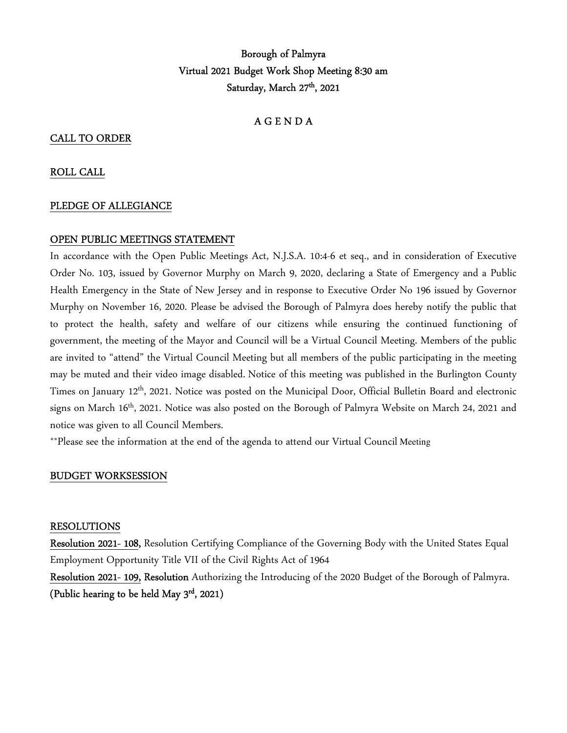# Borough of Palmyra
## Virtual 2021 Budget Work Shop Meeting 8:30 am
## Saturday, March 27th, 2021

### A G E N D A

**CALL TO ORDER**

**ROLL CALL**

**PLEDGE OF ALLEGIANCE**

**OPEN PUBLIC MEETINGS STATEMENT**

In accordance with the Open Public Meetings Act, N.J.S.A. 10:4-6 et seq., and in consideration of Executive Order No. 103, issued by Governor Murphy on March 9, 2020, declaring a State of Emergency and a Public Health Emergency in the State of New Jersey and in response to Executive Order No 196 issued by Governor Murphy on November 16, 2020. Please be advised the Borough of Palmyra does hereby notify the public that to protect the health, safety and welfare of our citizens while ensuring the continued functioning of government, the meeting of the Mayor and Council will be a Virtual Council Meeting. Members of the public are invited to "attend" the Virtual Council Meeting but all members of the public participating in the meeting may be muted and their video image disabled. Notice of this meeting was published in the Burlington County Times on January 12th, 2021. Notice was posted on the Municipal Door, Official Bulletin Board and electronic signs on March 16th, 2021. Notice was also posted on the Borough of Palmyra Website on March 24, 2021 and notice was given to all Council Members.

**Please see the information at the end of the agenda to attend our Virtual Council Meeting

**BUDGET WORKSESSION**

**RESOLUTIONS**

**Resolution 2021- 108,** Resolution Certifying Compliance of the Governing Body with the United States Equal Employment Opportunity Title VII of the Civil Rights Act of 1964

**Resolution 2021- 109, Resolution** Authorizing the Introducing of the 2020 Budget of the Borough of Palmyra. **(Public hearing to be held May 3rd, 2021)**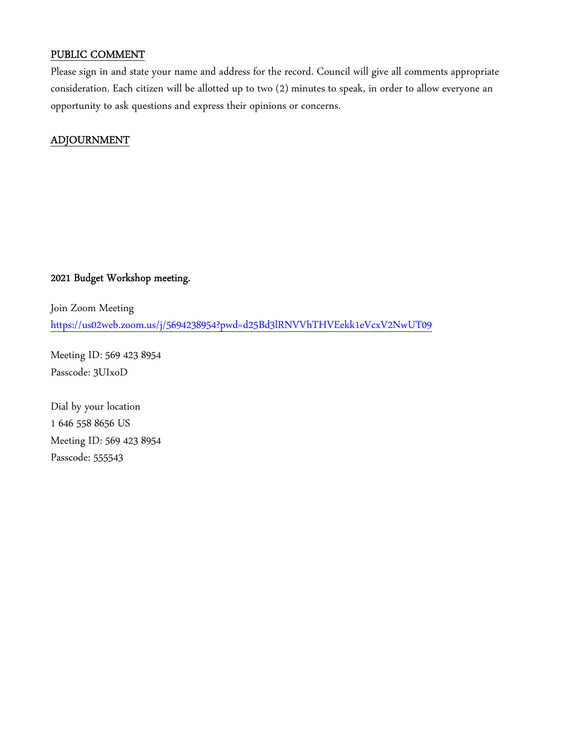## PUBLIC COMMENT

Please sign in and state your name and address for the record. Council will give all comments appropriate consideration. Each citizen will be allotted up to two (2) minutes to speak, in order to allow everyone an opportunity to ask questions and express their opinions or concerns.

## ADJOURNMENT

**2021 Budget Workshop meeting.**

Join Zoom Meeting
https://us02web.zoom.us/j/5694238954?pwd=d25Bd3lRNVVhTHVEekk1eVcxV2NwUT09

Meeting ID: 569 423 8954
Passcode: 3UIxoD

Dial by your location
1 646 558 8656 US
Meeting ID: 569 423 8954
Passcode: 555543